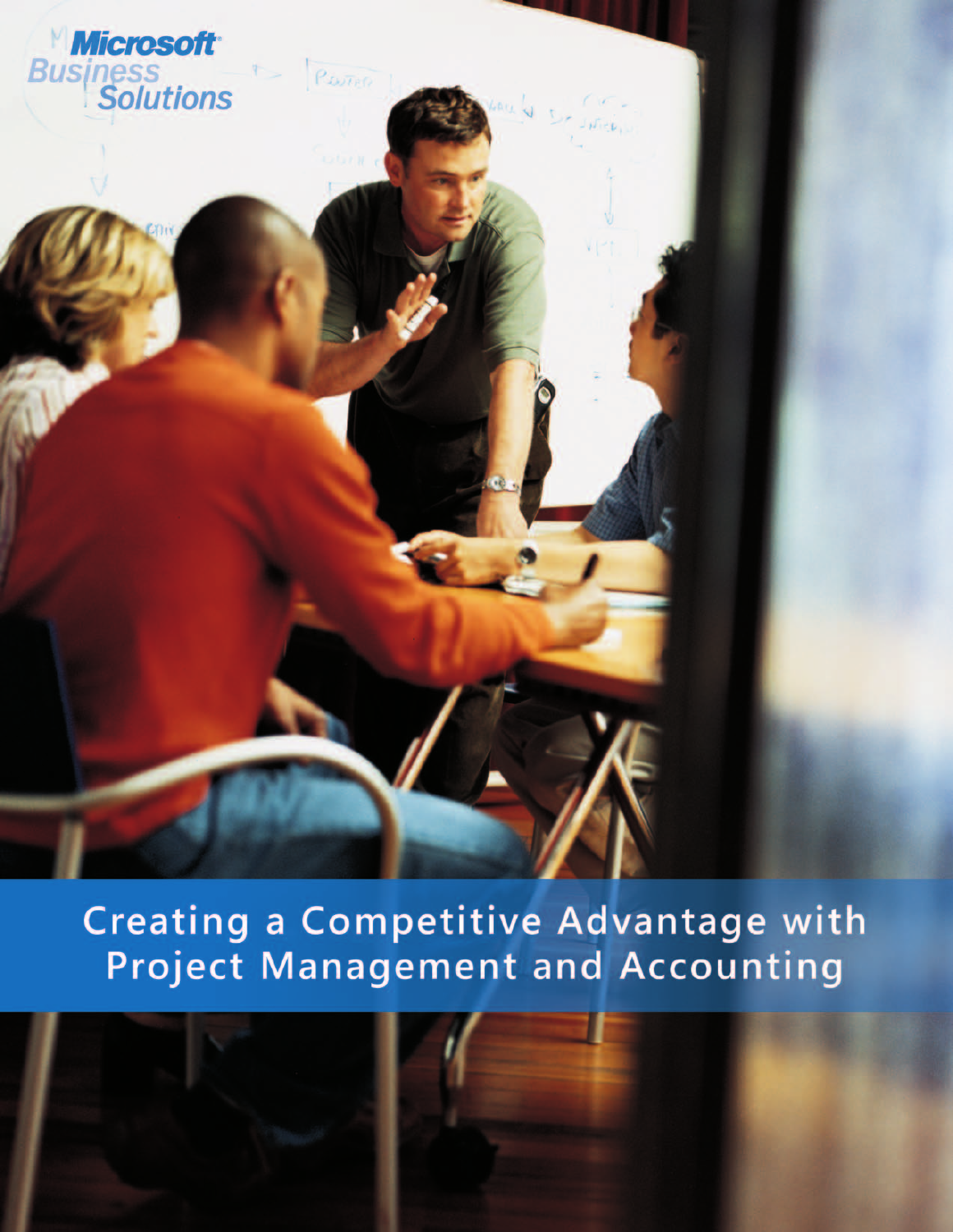Microsoft Business Solutions

# Creating a Competitive Advantage with Project Management and Accounting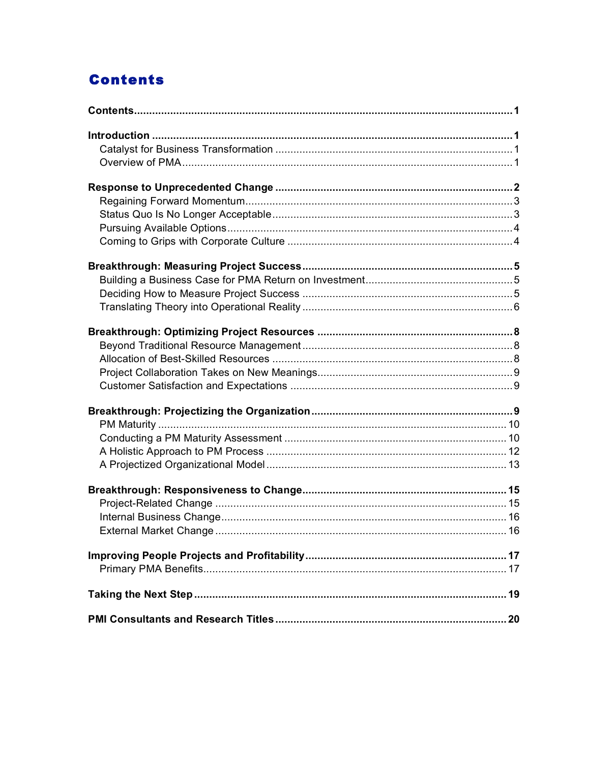# Contents

**Contents** 1

**Introduction** 1
- Catalyst for Business Transformation 1
- Overview of PMA 1

**Response to Unprecedented Change** 2
- Regaining Forward Momentum 3
- Status Quo Is No Longer Acceptable 3
- Pursuing Available Options 4
- Coming to Grips with Corporate Culture 4

**Breakthrough: Measuring Project Success** 5
- Building a Business Case for PMA Return on Investment 5
- Deciding How to Measure Project Success 5
- Translating Theory into Operational Reality 6

**Breakthrough: Optimizing Project Resources** 8
- Beyond Traditional Resource Management 8
- Allocation of Best-Skilled Resources 8
- Project Collaboration Takes on New Meanings 9
- Customer Satisfaction and Expectations 9

**Breakthrough: Projectizing the Organization** 9
- PM Maturity 10
- Conducting a PM Maturity Assessment 10
- A Holistic Approach to PM Process 12
- A Projectized Organizational Model 13

**Breakthrough: Responsiveness to Change** 15
- Project-Related Change 15
- Internal Business Change 16
- External Market Change 16

**Improving People Projects and Profitability** 17
- Primary PMA Benefits 17

**Taking the Next Step** 19

**PMI Consultants and Research Titles** 20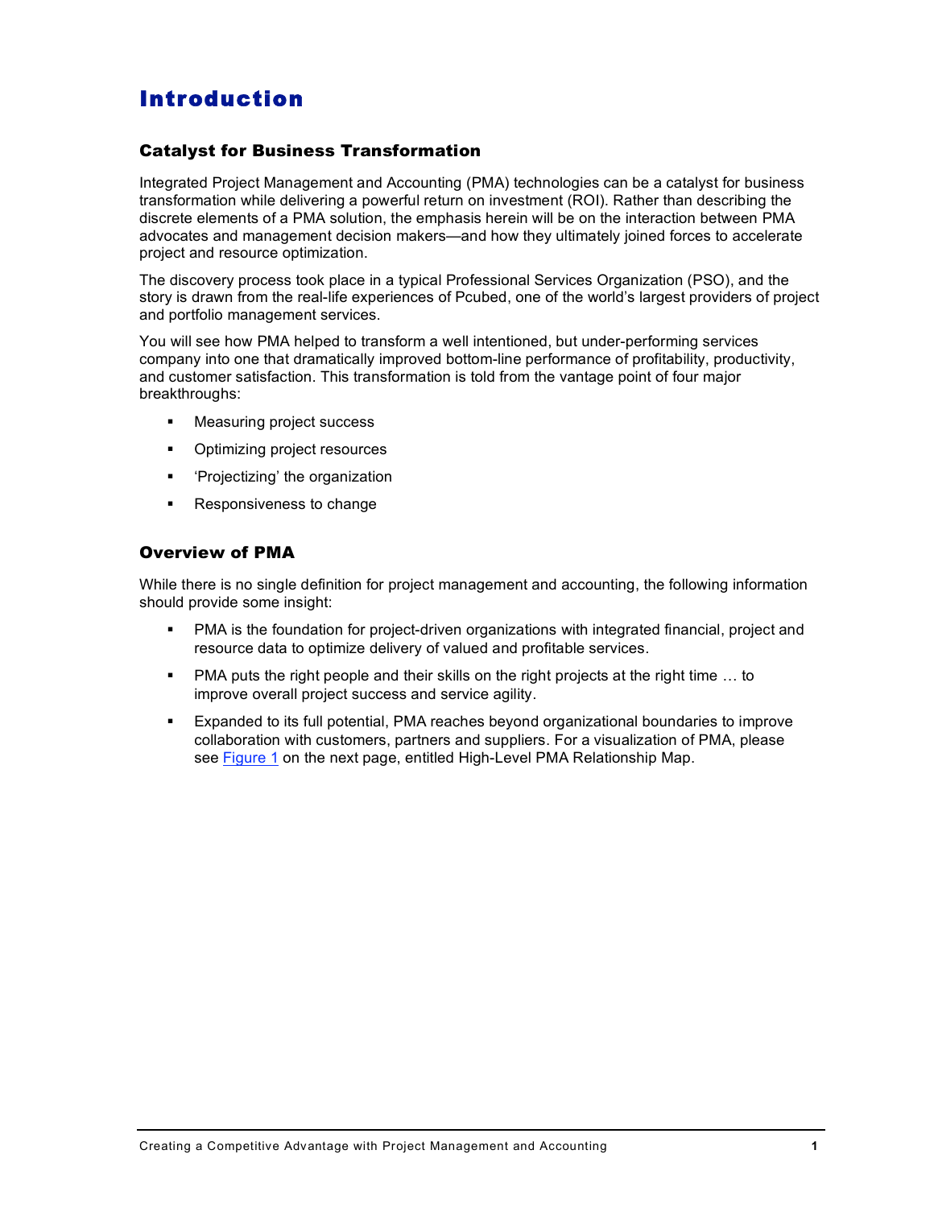# Introduction

## Catalyst for Business Transformation

Integrated Project Management and Accounting (PMA) technologies can be a catalyst for business transformation while delivering a powerful return on investment (ROI). Rather than describing the discrete elements of a PMA solution, the emphasis herein will be on the interaction between PMA advocates and management decision makers—and how they ultimately joined forces to accelerate project and resource optimization.

The discovery process took place in a typical Professional Services Organization (PSO), and the story is drawn from the real-life experiences of Pcubed, one of the world's largest providers of project and portfolio management services.

You will see how PMA helped to transform a well intentioned, but under-performing services company into one that dramatically improved bottom-line performance of profitability, productivity, and customer satisfaction. This transformation is told from the vantage point of four major breakthroughs:

- Measuring project success
- Optimizing project resources
- 'Projectizing' the organization
- Responsiveness to change

## Overview of PMA

While there is no single definition for project management and accounting, the following information should provide some insight:

- PMA is the foundation for project-driven organizations with integrated financial, project and resource data to optimize delivery of valued and profitable services.
- PMA puts the right people and their skills on the right projects at the right time … to improve overall project success and service agility.
- Expanded to its full potential, PMA reaches beyond organizational boundaries to improve collaboration with customers, partners and suppliers. For a visualization of PMA, please see Figure 1 on the next page, entitled High-Level PMA Relationship Map.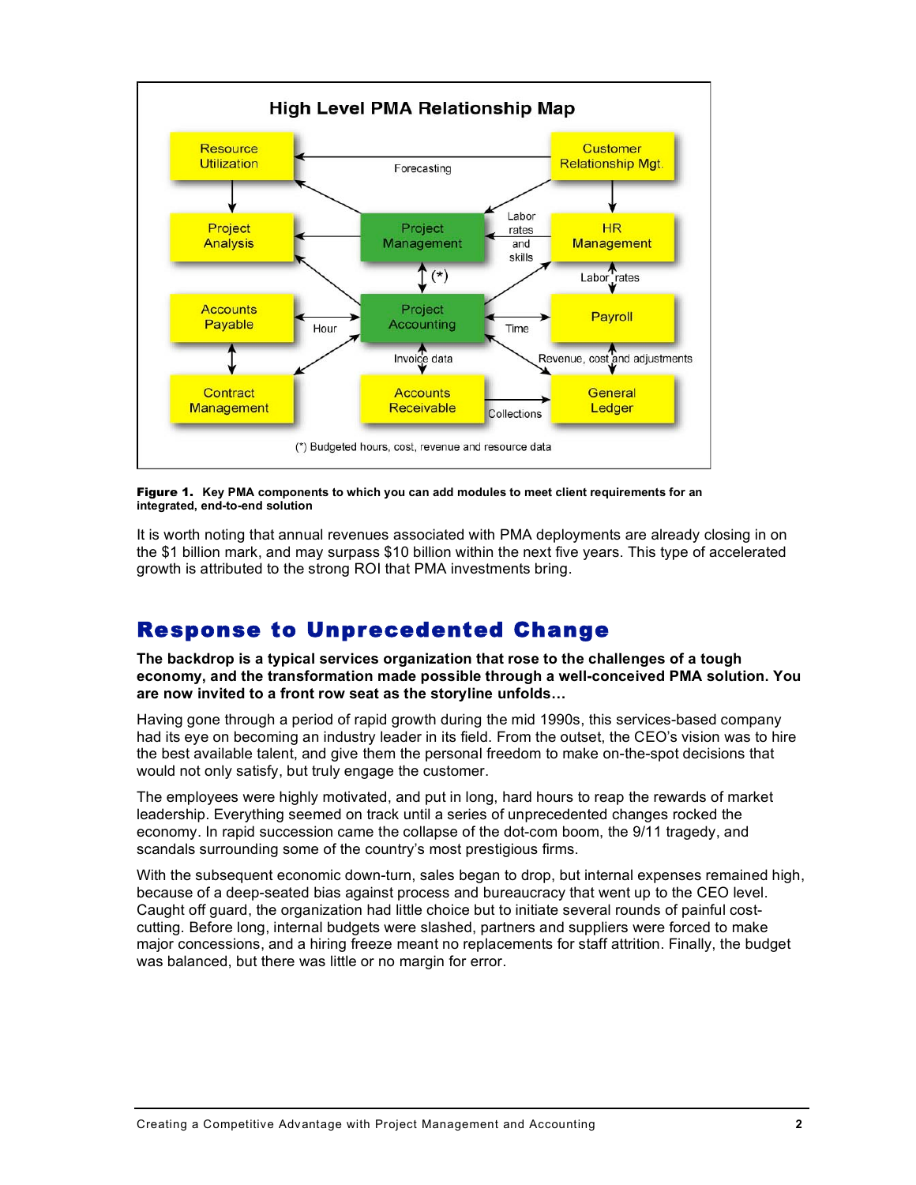**High Level PMA Relationship Map**

Resource Utilization — Customer Relationship Mgt. — Forecasting — Project Analysis — Project Management — Labor rates and skills — HR Management — (*) — Labor rates — Accounts Payable — Hour — Project Accounting — Time — Payroll — Invoice data — Revenue, cost and adjustments — Contract Management — Accounts Receivable — Collections — General Ledger

(*) Budgeted hours, cost, revenue and resource data

**Figure 1. Key PMA components to which you can add modules to meet client requirements for an integrated, end-to-end solution**

It is worth noting that annual revenues associated with PMA deployments are already closing in on the $1 billion mark, and may surpass $10 billion within the next five years. This type of accelerated growth is attributed to the strong ROI that PMA investments bring.

## Response to Unprecedented Change

**The backdrop is a typical services organization that rose to the challenges of a tough economy, and the transformation made possible through a well-conceived PMA solution. You are now invited to a front row seat as the storyline unfolds…**

Having gone through a period of rapid growth during the mid 1990s, this services-based company had its eye on becoming an industry leader in its field. From the outset, the CEO's vision was to hire the best available talent, and give them the personal freedom to make on-the-spot decisions that would not only satisfy, but truly engage the customer.

The employees were highly motivated, and put in long, hard hours to reap the rewards of market leadership. Everything seemed on track until a series of unprecedented changes rocked the economy. In rapid succession came the collapse of the dot-com boom, the 9/11 tragedy, and scandals surrounding some of the country's most prestigious firms.

With the subsequent economic down-turn, sales began to drop, but internal expenses remained high, because of a deep-seated bias against process and bureaucracy that went up to the CEO level. Caught off guard, the organization had little choice but to initiate several rounds of painful cost-cutting. Before long, internal budgets were slashed, partners and suppliers were forced to make major concessions, and a hiring freeze meant no replacements for staff attrition. Finally, the budget was balanced, but there was little or no margin for error.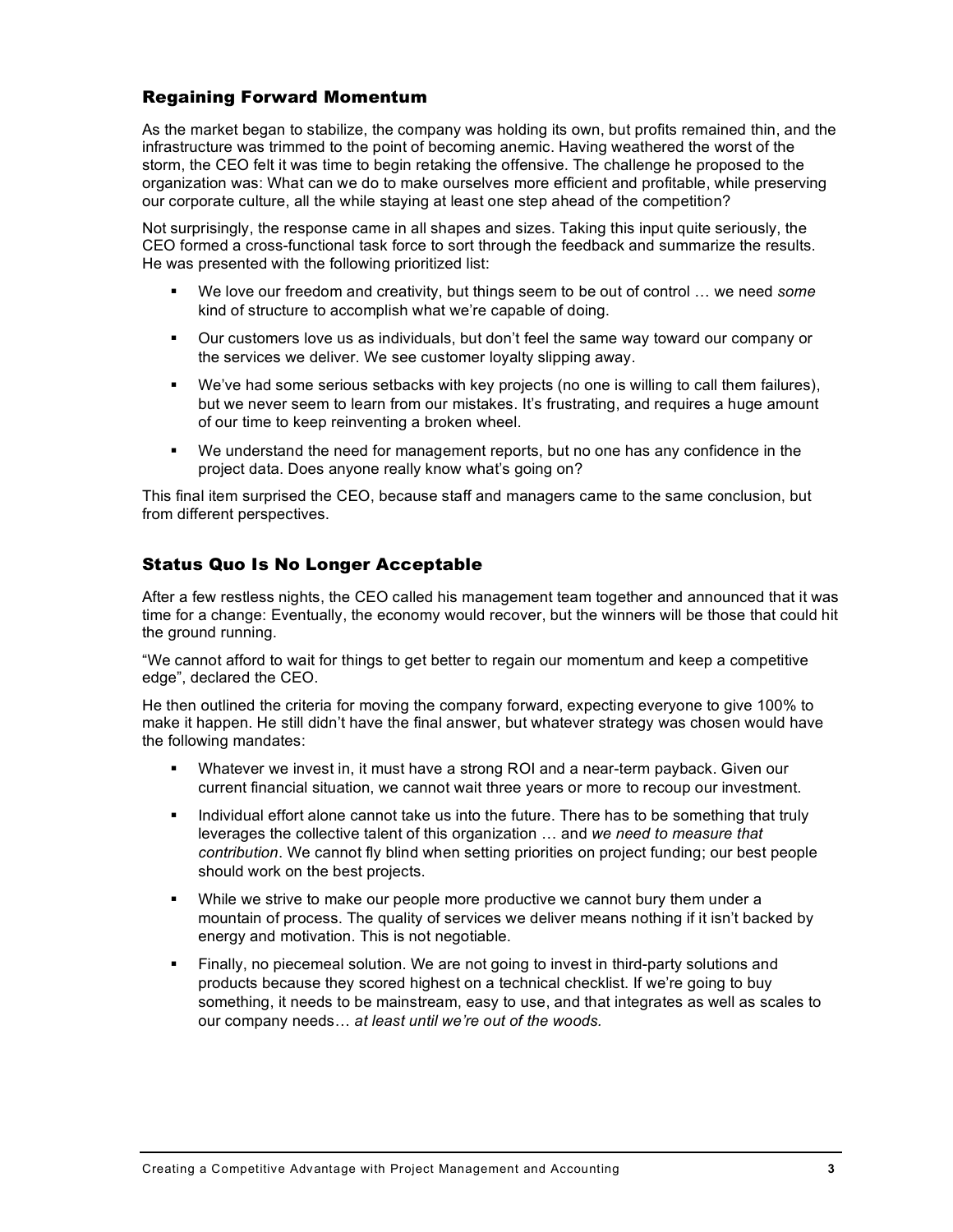## Regaining Forward Momentum

As the market began to stabilize, the company was holding its own, but profits remained thin, and the infrastructure was trimmed to the point of becoming anemic. Having weathered the worst of the storm, the CEO felt it was time to begin retaking the offensive. The challenge he proposed to the organization was: What can we do to make ourselves more efficient and profitable, while preserving our corporate culture, all the while staying at least one step ahead of the competition?

Not surprisingly, the response came in all shapes and sizes. Taking this input quite seriously, the CEO formed a cross-functional task force to sort through the feedback and summarize the results. He was presented with the following prioritized list:

- We love our freedom and creativity, but things seem to be out of control … we need *some* kind of structure to accomplish what we're capable of doing.
- Our customers love us as individuals, but don't feel the same way toward our company or the services we deliver. We see customer loyalty slipping away.
- We've had some serious setbacks with key projects (no one is willing to call them failures), but we never seem to learn from our mistakes. It's frustrating, and requires a huge amount of our time to keep reinventing a broken wheel.
- We understand the need for management reports, but no one has any confidence in the project data. Does anyone really know what's going on?

This final item surprised the CEO, because staff and managers came to the same conclusion, but from different perspectives.

## Status Quo Is No Longer Acceptable

After a few restless nights, the CEO called his management team together and announced that it was time for a change: Eventually, the economy would recover, but the winners will be those that could hit the ground running.

"We cannot afford to wait for things to get better to regain our momentum and keep a competitive edge", declared the CEO.

He then outlined the criteria for moving the company forward, expecting everyone to give 100% to make it happen. He still didn't have the final answer, but whatever strategy was chosen would have the following mandates:

- Whatever we invest in, it must have a strong ROI and a near-term payback. Given our current financial situation, we cannot wait three years or more to recoup our investment.
- Individual effort alone cannot take us into the future. There has to be something that truly leverages the collective talent of this organization … and *we need to measure that contribution*. We cannot fly blind when setting priorities on project funding; our best people should work on the best projects.
- While we strive to make our people more productive we cannot bury them under a mountain of process. The quality of services we deliver means nothing if it isn't backed by energy and motivation. This is not negotiable.
- Finally, no piecemeal solution. We are not going to invest in third-party solutions and products because they scored highest on a technical checklist. If we're going to buy something, it needs to be mainstream, easy to use, and that integrates as well as scales to our company needs… *at least until we're out of the woods.*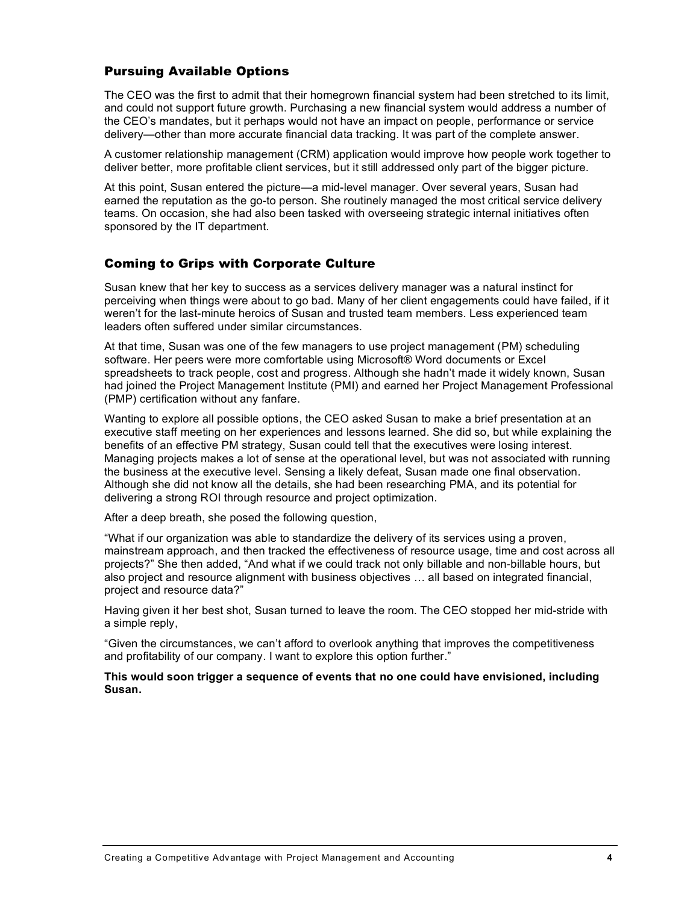## Pursuing Available Options

The CEO was the first to admit that their homegrown financial system had been stretched to its limit, and could not support future growth. Purchasing a new financial system would address a number of the CEO's mandates, but it perhaps would not have an impact on people, performance or service delivery—other than more accurate financial data tracking. It was part of the complete answer.

A customer relationship management (CRM) application would improve how people work together to deliver better, more profitable client services, but it still addressed only part of the bigger picture.

At this point, Susan entered the picture—a mid-level manager. Over several years, Susan had earned the reputation as the go-to person. She routinely managed the most critical service delivery teams. On occasion, she had also been tasked with overseeing strategic internal initiatives often sponsored by the IT department.

## Coming to Grips with Corporate Culture

Susan knew that her key to success as a services delivery manager was a natural instinct for perceiving when things were about to go bad. Many of her client engagements could have failed, if it weren't for the last-minute heroics of Susan and trusted team members. Less experienced team leaders often suffered under similar circumstances.

At that time, Susan was one of the few managers to use project management (PM) scheduling software. Her peers were more comfortable using Microsoft® Word documents or Excel spreadsheets to track people, cost and progress. Although she hadn't made it widely known, Susan had joined the Project Management Institute (PMI) and earned her Project Management Professional (PMP) certification without any fanfare.

Wanting to explore all possible options, the CEO asked Susan to make a brief presentation at an executive staff meeting on her experiences and lessons learned. She did so, but while explaining the benefits of an effective PM strategy, Susan could tell that the executives were losing interest. Managing projects makes a lot of sense at the operational level, but was not associated with running the business at the executive level. Sensing a likely defeat, Susan made one final observation. Although she did not know all the details, she had been researching PMA, and its potential for delivering a strong ROI through resource and project optimization.

After a deep breath, she posed the following question,

"What if our organization was able to standardize the delivery of its services using a proven, mainstream approach, and then tracked the effectiveness of resource usage, time and cost across all projects?" She then added, "And what if we could track not only billable and non-billable hours, but also project and resource alignment with business objectives … all based on integrated financial, project and resource data?"

Having given it her best shot, Susan turned to leave the room. The CEO stopped her mid-stride with a simple reply,

"Given the circumstances, we can't afford to overlook anything that improves the competitiveness and profitability of our company. I want to explore this option further."

**This would soon trigger a sequence of events that no one could have envisioned, including Susan.**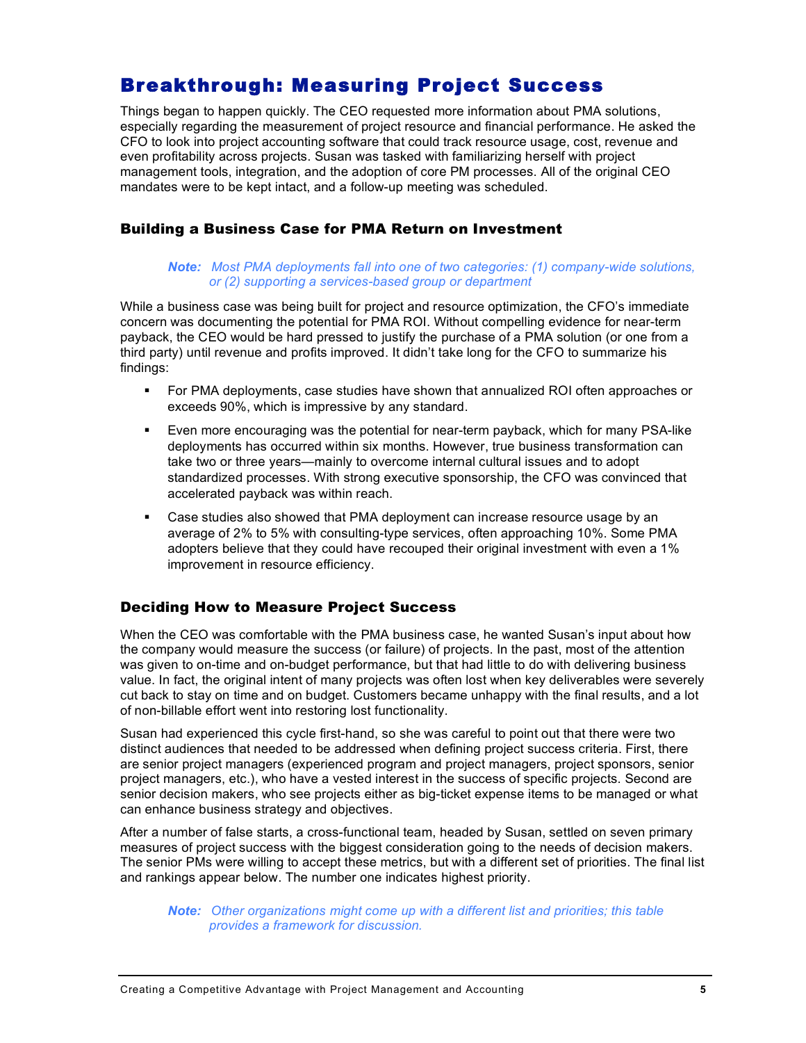# Breakthrough: Measuring Project Success

Things began to happen quickly. The CEO requested more information about PMA solutions, especially regarding the measurement of project resource and financial performance. He asked the CFO to look into project accounting software that could track resource usage, cost, revenue and even profitability across projects. Susan was tasked with familiarizing herself with project management tools, integration, and the adoption of core PM processes. All of the original CEO mandates were to be kept intact, and a follow-up meeting was scheduled.

## Building a Business Case for PMA Return on Investment

> ***Note:*** *Most PMA deployments fall into one of two categories: (1) company-wide solutions, or (2) supporting a services-based group or department*

While a business case was being built for project and resource optimization, the CFO's immediate concern was documenting the potential for PMA ROI. Without compelling evidence for near-term payback, the CEO would be hard pressed to justify the purchase of a PMA solution (or one from a third party) until revenue and profits improved. It didn't take long for the CFO to summarize his findings:

- For PMA deployments, case studies have shown that annualized ROI often approaches or exceeds 90%, which is impressive by any standard.
- Even more encouraging was the potential for near-term payback, which for many PSA-like deployments has occurred within six months. However, true business transformation can take two or three years—mainly to overcome internal cultural issues and to adopt standardized processes. With strong executive sponsorship, the CFO was convinced that accelerated payback was within reach.
- Case studies also showed that PMA deployment can increase resource usage by an average of 2% to 5% with consulting-type services, often approaching 10%. Some PMA adopters believe that they could have recouped their original investment with even a 1% improvement in resource efficiency.

## Deciding How to Measure Project Success

When the CEO was comfortable with the PMA business case, he wanted Susan's input about how the company would measure the success (or failure) of projects. In the past, most of the attention was given to on-time and on-budget performance, but that had little to do with delivering business value. In fact, the original intent of many projects was often lost when key deliverables were severely cut back to stay on time and on budget. Customers became unhappy with the final results, and a lot of non-billable effort went into restoring lost functionality.

Susan had experienced this cycle first-hand, so she was careful to point out that there were two distinct audiences that needed to be addressed when defining project success criteria. First, there are senior project managers (experienced program and project managers, project sponsors, senior project managers, etc.), who have a vested interest in the success of specific projects. Second are senior decision makers, who see projects either as big-ticket expense items to be managed or what can enhance business strategy and objectives.

After a number of false starts, a cross-functional team, headed by Susan, settled on seven primary measures of project success with the biggest consideration going to the needs of decision makers. The senior PMs were willing to accept these metrics, but with a different set of priorities. The final list and rankings appear below. The number one indicates highest priority.

> ***Note:*** *Other organizations might come up with a different list and priorities; this table provides a framework for discussion.*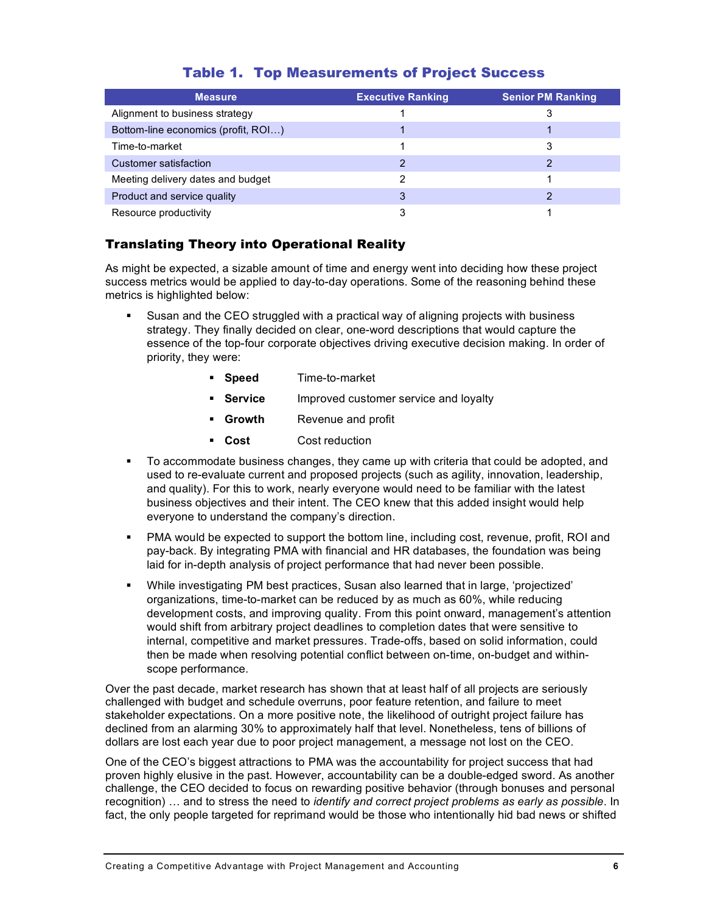## Table 1. Top Measurements of Project Success

| Measure | Executive Ranking | Senior PM Ranking |
|---|---|---|
| Alignment to business strategy | 1 | 3 |
| Bottom-line economics (profit, ROI…) | 1 | 1 |
| Time-to-market | 1 | 3 |
| Customer satisfaction | 2 | 2 |
| Meeting delivery dates and budget | 2 | 1 |
| Product and service quality | 3 | 2 |
| Resource productivity | 3 | 1 |

### Translating Theory into Operational Reality

As might be expected, a sizable amount of time and energy went into deciding how these project success metrics would be applied to day-to-day operations. Some of the reasoning behind these metrics is highlighted below:

- Susan and the CEO struggled with a practical way of aligning projects with business strategy. They finally decided on clear, one-word descriptions that would capture the essence of the top-four corporate objectives driving executive decision making. In order of priority, they were:
  - **Speed** Time-to-market
  - **Service** Improved customer service and loyalty
  - **Growth** Revenue and profit
  - **Cost** Cost reduction
- To accommodate business changes, they came up with criteria that could be adopted, and used to re-evaluate current and proposed projects (such as agility, innovation, leadership, and quality). For this to work, nearly everyone would need to be familiar with the latest business objectives and their intent. The CEO knew that this added insight would help everyone to understand the company's direction.
- PMA would be expected to support the bottom line, including cost, revenue, profit, ROI and pay-back. By integrating PMA with financial and HR databases, the foundation was being laid for in-depth analysis of project performance that had never been possible.
- While investigating PM best practices, Susan also learned that in large, 'projectized' organizations, time-to-market can be reduced by as much as 60%, while reducing development costs, and improving quality. From this point onward, management's attention would shift from arbitrary project deadlines to completion dates that were sensitive to internal, competitive and market pressures. Trade-offs, based on solid information, could then be made when resolving potential conflict between on-time, on-budget and within-scope performance.

Over the past decade, market research has shown that at least half of all projects are seriously challenged with budget and schedule overruns, poor feature retention, and failure to meet stakeholder expectations. On a more positive note, the likelihood of outright project failure has declined from an alarming 30% to approximately half that level. Nonetheless, tens of billions of dollars are lost each year due to poor project management, a message not lost on the CEO.

One of the CEO's biggest attractions to PMA was the accountability for project success that had proven highly elusive in the past. However, accountability can be a double-edged sword. As another challenge, the CEO decided to focus on rewarding positive behavior (through bonuses and personal recognition) … and to stress the need to *identify and correct project problems as early as possible*. In fact, the only people targeted for reprimand would be those who intentionally hid bad news or shifted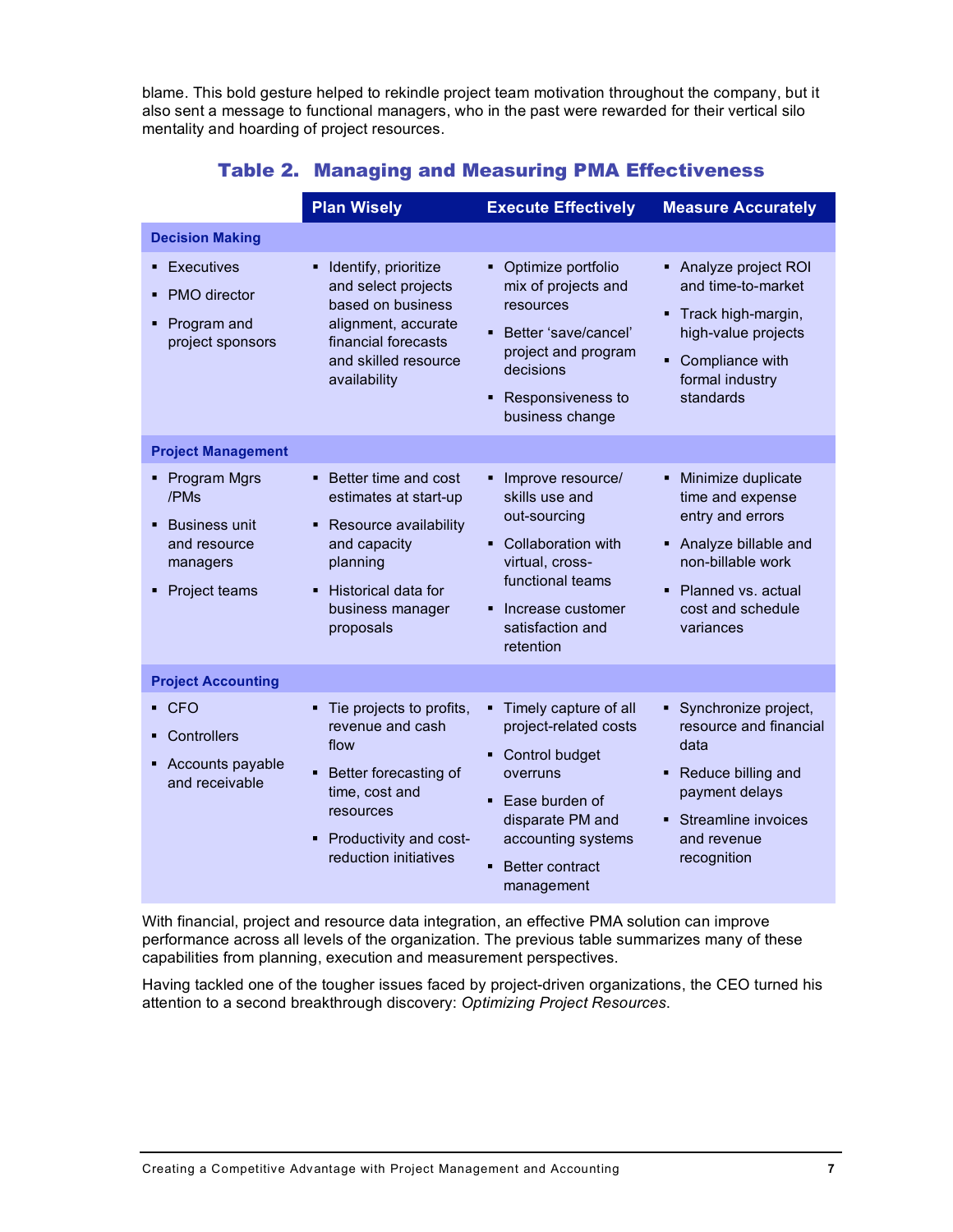blame. This bold gesture helped to rekindle project team motivation throughout the company, but it also sent a message to functional managers, who in the past were rewarded for their vertical silo mentality and hoarding of project resources.

## Table 2. Managing and Measuring PMA Effectiveness

| | Plan Wisely | Execute Effectively | Measure Accurately |
|---|---|---|---|
| **Decision Making** | | | |
| ▪ Executives<br>▪ PMO director<br>▪ Program and project sponsors | ▪ Identify, prioritize and select projects based on business alignment, accurate financial forecasts and skilled resource availability | ▪ Optimize portfolio mix of projects and resources<br>▪ Better 'save/cancel' project and program decisions<br>▪ Responsiveness to business change | ▪ Analyze project ROI and time-to-market<br>▪ Track high-margin, high-value projects<br>▪ Compliance with formal industry standards |
| **Project Management** | | | |
| ▪ Program Mgrs /PMs<br>▪ Business unit and resource managers<br>▪ Project teams | ▪ Better time and cost estimates at start-up<br>▪ Resource availability and capacity planning<br>▪ Historical data for business manager proposals | ▪ Improve resource/ skills use and out-sourcing<br>▪ Collaboration with virtual, cross-functional teams<br>▪ Increase customer satisfaction and retention | ▪ Minimize duplicate time and expense entry and errors<br>▪ Analyze billable and non-billable work<br>▪ Planned vs. actual cost and schedule variances |
| **Project Accounting** | | | |
| ▪ CFO<br>▪ Controllers<br>▪ Accounts payable and receivable | ▪ Tie projects to profits, revenue and cash flow<br>▪ Better forecasting of time, cost and resources<br>▪ Productivity and cost-reduction initiatives | ▪ Timely capture of all project-related costs<br>▪ Control budget overruns<br>▪ Ease burden of disparate PM and accounting systems<br>▪ Better contract management | ▪ Synchronize project, resource and financial data<br>▪ Reduce billing and payment delays<br>▪ Streamline invoices and revenue recognition |

With financial, project and resource data integration, an effective PMA solution can improve performance across all levels of the organization. The previous table summarizes many of these capabilities from planning, execution and measurement perspectives.

Having tackled one of the tougher issues faced by project-driven organizations, the CEO turned his attention to a second breakthrough discovery: *Optimizing Project Resources*.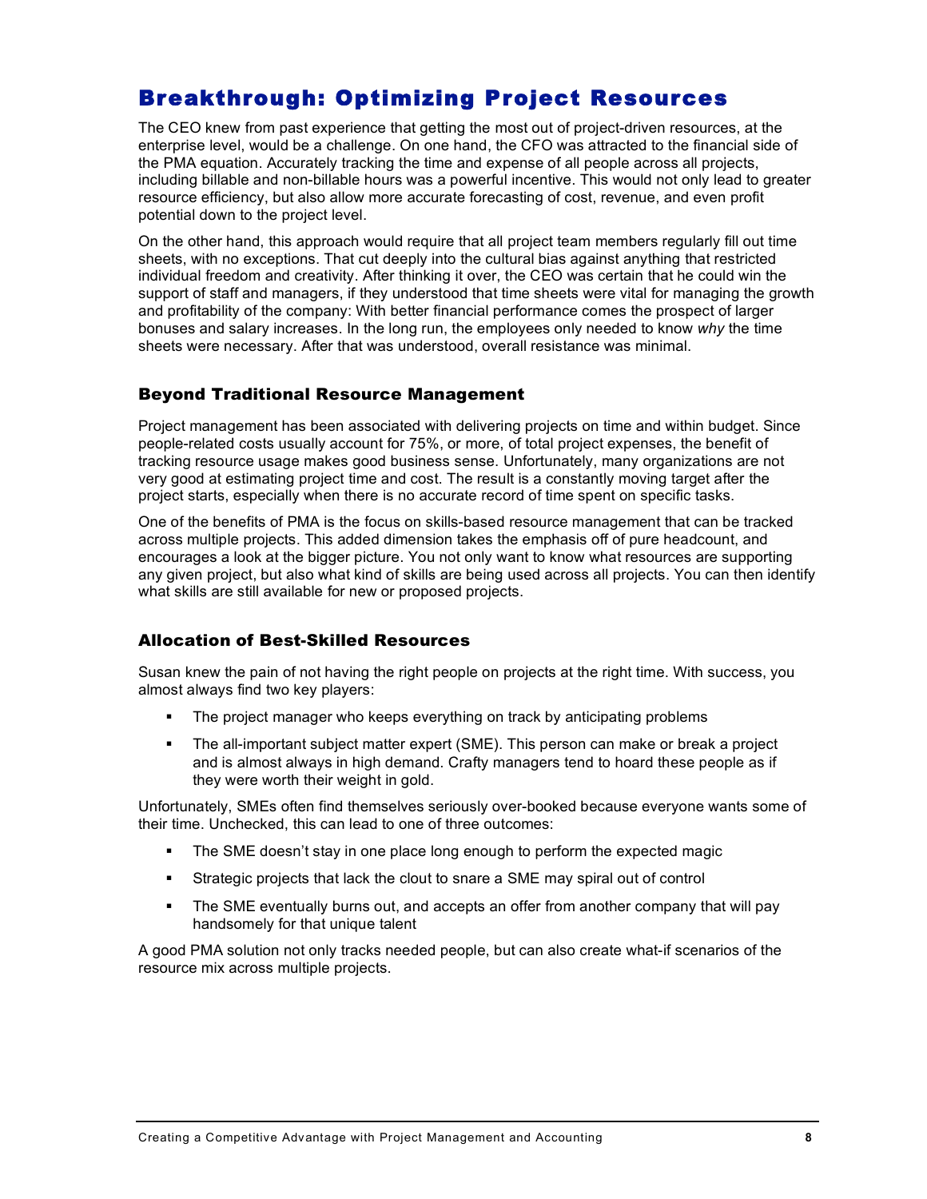# Breakthrough: Optimizing Project Resources

The CEO knew from past experience that getting the most out of project-driven resources, at the enterprise level, would be a challenge. On one hand, the CFO was attracted to the financial side of the PMA equation. Accurately tracking the time and expense of all people across all projects, including billable and non-billable hours was a powerful incentive. This would not only lead to greater resource efficiency, but also allow more accurate forecasting of cost, revenue, and even profit potential down to the project level.

On the other hand, this approach would require that all project team members regularly fill out time sheets, with no exceptions. That cut deeply into the cultural bias against anything that restricted individual freedom and creativity. After thinking it over, the CEO was certain that he could win the support of staff and managers, if they understood that time sheets were vital for managing the growth and profitability of the company: With better financial performance comes the prospect of larger bonuses and salary increases. In the long run, the employees only needed to know *why* the time sheets were necessary. After that was understood, overall resistance was minimal.

## Beyond Traditional Resource Management

Project management has been associated with delivering projects on time and within budget. Since people-related costs usually account for 75%, or more, of total project expenses, the benefit of tracking resource usage makes good business sense. Unfortunately, many organizations are not very good at estimating project time and cost. The result is a constantly moving target after the project starts, especially when there is no accurate record of time spent on specific tasks.

One of the benefits of PMA is the focus on skills-based resource management that can be tracked across multiple projects. This added dimension takes the emphasis off of pure headcount, and encourages a look at the bigger picture. You not only want to know what resources are supporting any given project, but also what kind of skills are being used across all projects. You can then identify what skills are still available for new or proposed projects.

## Allocation of Best-Skilled Resources

Susan knew the pain of not having the right people on projects at the right time. With success, you almost always find two key players:

- The project manager who keeps everything on track by anticipating problems
- The all-important subject matter expert (SME). This person can make or break a project and is almost always in high demand. Crafty managers tend to hoard these people as if they were worth their weight in gold.

Unfortunately, SMEs often find themselves seriously over-booked because everyone wants some of their time. Unchecked, this can lead to one of three outcomes:

- The SME doesn't stay in one place long enough to perform the expected magic
- Strategic projects that lack the clout to snare a SME may spiral out of control
- The SME eventually burns out, and accepts an offer from another company that will pay handsomely for that unique talent

A good PMA solution not only tracks needed people, but can also create what-if scenarios of the resource mix across multiple projects.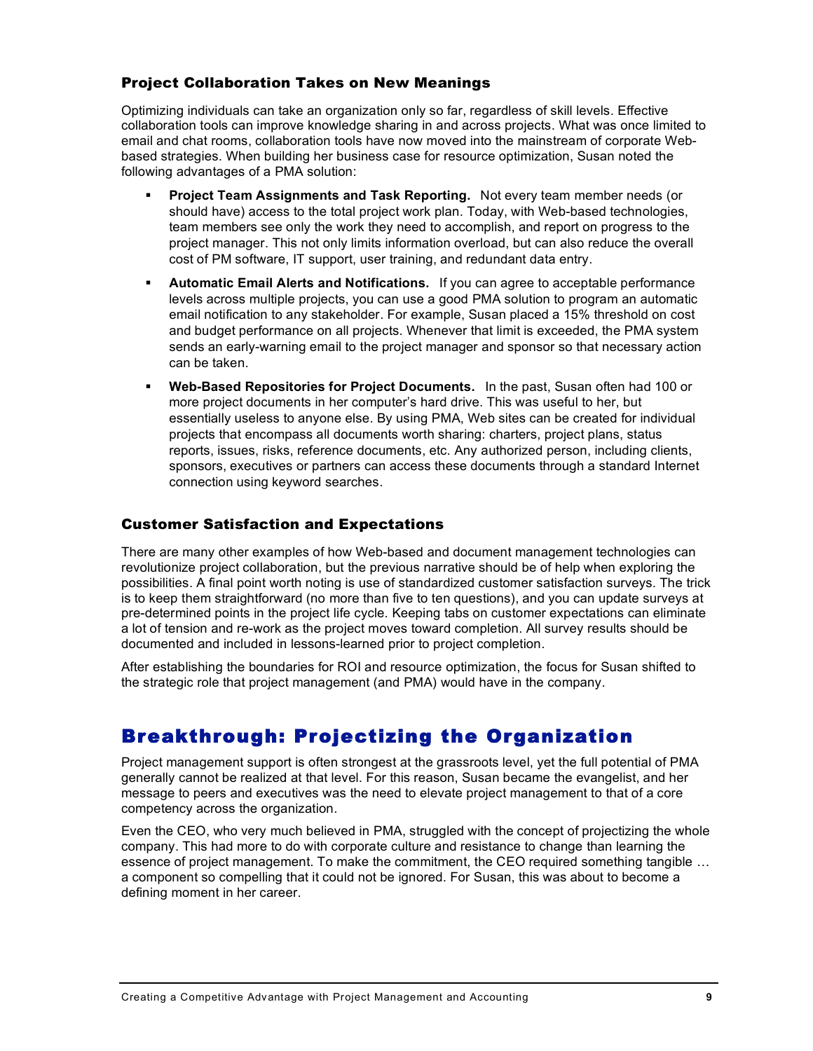### Project Collaboration Takes on New Meanings

Optimizing individuals can take an organization only so far, regardless of skill levels. Effective collaboration tools can improve knowledge sharing in and across projects. What was once limited to email and chat rooms, collaboration tools have now moved into the mainstream of corporate Web-based strategies. When building her business case for resource optimization, Susan noted the following advantages of a PMA solution:

- **Project Team Assignments and Task Reporting.** Not every team member needs (or should have) access to the total project work plan. Today, with Web-based technologies, team members see only the work they need to accomplish, and report on progress to the project manager. This not only limits information overload, but can also reduce the overall cost of PM software, IT support, user training, and redundant data entry.
- **Automatic Email Alerts and Notifications.** If you can agree to acceptable performance levels across multiple projects, you can use a good PMA solution to program an automatic email notification to any stakeholder. For example, Susan placed a 15% threshold on cost and budget performance on all projects. Whenever that limit is exceeded, the PMA system sends an early-warning email to the project manager and sponsor so that necessary action can be taken.
- **Web-Based Repositories for Project Documents.** In the past, Susan often had 100 or more project documents in her computer's hard drive. This was useful to her, but essentially useless to anyone else. By using PMA, Web sites can be created for individual projects that encompass all documents worth sharing: charters, project plans, status reports, issues, risks, reference documents, etc. Any authorized person, including clients, sponsors, executives or partners can access these documents through a standard Internet connection using keyword searches.

### Customer Satisfaction and Expectations

There are many other examples of how Web-based and document management technologies can revolutionize project collaboration, but the previous narrative should be of help when exploring the possibilities. A final point worth noting is use of standardized customer satisfaction surveys. The trick is to keep them straightforward (no more than five to ten questions), and you can update surveys at pre-determined points in the project life cycle. Keeping tabs on customer expectations can eliminate a lot of tension and re-work as the project moves toward completion. All survey results should be documented and included in lessons-learned prior to project completion.

After establishing the boundaries for ROI and resource optimization, the focus for Susan shifted to the strategic role that project management (and PMA) would have in the company.

## Breakthrough: Projectizing the Organization

Project management support is often strongest at the grassroots level, yet the full potential of PMA generally cannot be realized at that level. For this reason, Susan became the evangelist, and her message to peers and executives was the need to elevate project management to that of a core competency across the organization.

Even the CEO, who very much believed in PMA, struggled with the concept of projectizing the whole company. This had more to do with corporate culture and resistance to change than learning the essence of project management. To make the commitment, the CEO required something tangible … a component so compelling that it could not be ignored. For Susan, this was about to become a defining moment in her career.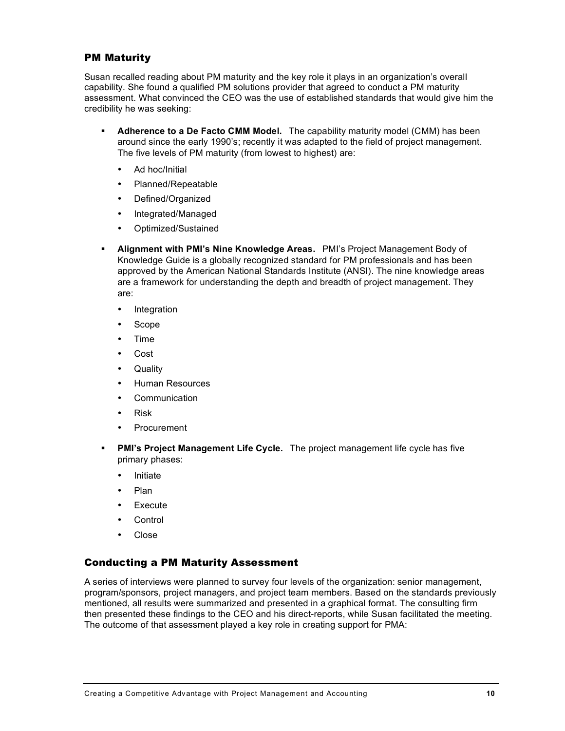## PM Maturity

Susan recalled reading about PM maturity and the key role it plays in an organization's overall capability. She found a qualified PM solutions provider that agreed to conduct a PM maturity assessment. What convinced the CEO was the use of established standards that would give him the credibility he was seeking:

- **Adherence to a De Facto CMM Model.** The capability maturity model (CMM) has been around since the early 1990's; recently it was adapted to the field of project management. The five levels of PM maturity (from lowest to highest) are:
  - Ad hoc/Initial
  - Planned/Repeatable
  - Defined/Organized
  - Integrated/Managed
  - Optimized/Sustained
- **Alignment with PMI's Nine Knowledge Areas.** PMI's Project Management Body of Knowledge Guide is a globally recognized standard for PM professionals and has been approved by the American National Standards Institute (ANSI). The nine knowledge areas are a framework for understanding the depth and breadth of project management. They are:
  - Integration
  - Scope
  - Time
  - Cost
  - Quality
  - Human Resources
  - Communication
  - Risk
  - Procurement
- **PMI's Project Management Life Cycle.** The project management life cycle has five primary phases:
  - Initiate
  - Plan
  - Execute
  - Control
  - Close

## Conducting a PM Maturity Assessment

A series of interviews were planned to survey four levels of the organization: senior management, program/sponsors, project managers, and project team members. Based on the standards previously mentioned, all results were summarized and presented in a graphical format. The consulting firm then presented these findings to the CEO and his direct-reports, while Susan facilitated the meeting. The outcome of that assessment played a key role in creating support for PMA: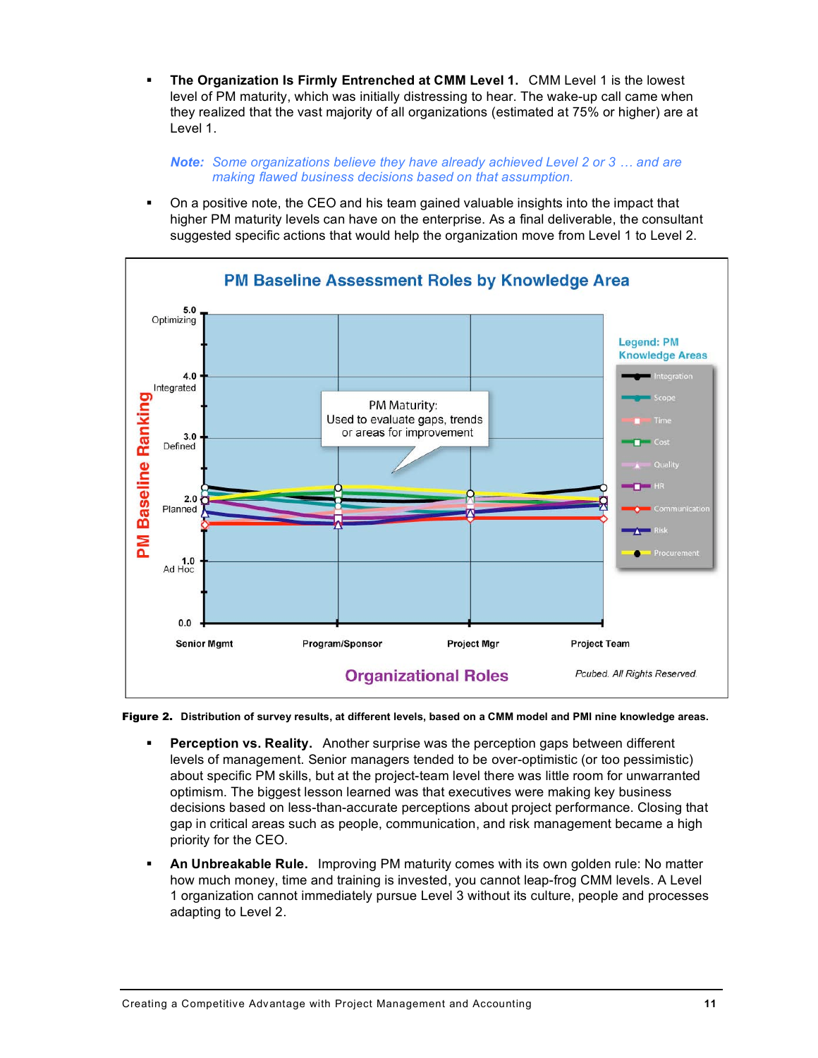- **The Organization Is Firmly Entrenched at CMM Level 1.** CMM Level 1 is the lowest level of PM maturity, which was initially distressing to hear. The wake-up call came when they realized that the vast majority of all organizations (estimated at 75% or higher) are at Level 1.

  ***Note:*** *Some organizations believe they have already achieved Level 2 or 3 … and are making flawed business decisions based on that assumption.*

- On a positive note, the CEO and his team gained valuable insights into the impact that higher PM maturity levels can have on the enterprise. As a final deliverable, the consultant suggested specific actions that would help the organization move from Level 1 to Level 2.

**Figure 2.** Distribution of survey results, at different levels, based on a CMM model and PMI nine knowledge areas.

- **Perception vs. Reality.** Another surprise was the perception gaps between different levels of management. Senior managers tended to be over-optimistic (or too pessimistic) about specific PM skills, but at the project-team level there was little room for unwarranted optimism. The biggest lesson learned was that executives were making key business decisions based on less-than-accurate perceptions about project performance. Closing that gap in critical areas such as people, communication, and risk management became a high priority for the CEO.

- **An Unbreakable Rule.** Improving PM maturity comes with its own golden rule: No matter how much money, time and training is invested, you cannot leap-frog CMM levels. A Level 1 organization cannot immediately pursue Level 3 without its culture, people and processes adapting to Level 2.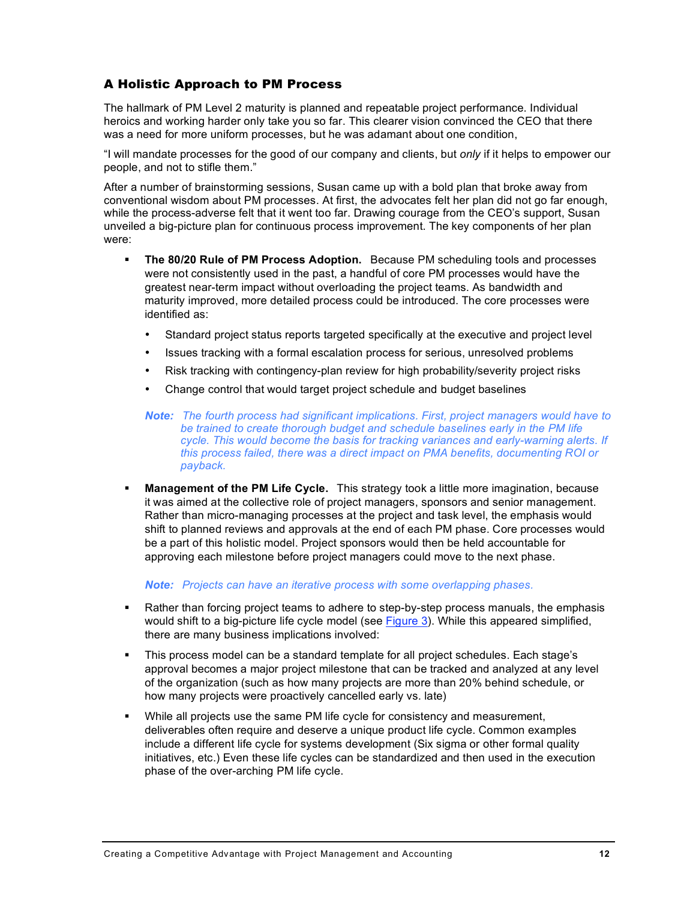## A Holistic Approach to PM Process

The hallmark of PM Level 2 maturity is planned and repeatable project performance. Individual heroics and working harder only take you so far. This clearer vision convinced the CEO that there was a need for more uniform processes, but he was adamant about one condition,

"I will mandate processes for the good of our company and clients, but *only* if it helps to empower our people, and not to stifle them."

After a number of brainstorming sessions, Susan came up with a bold plan that broke away from conventional wisdom about PM processes. At first, the advocates felt her plan did not go far enough, while the process-adverse felt that it went too far. Drawing courage from the CEO's support, Susan unveiled a big-picture plan for continuous process improvement. The key components of her plan were:

- **The 80/20 Rule of PM Process Adoption.** Because PM scheduling tools and processes were not consistently used in the past, a handful of core PM processes would have the greatest near-term impact without overloading the project teams. As bandwidth and maturity improved, more detailed process could be introduced. The core processes were identified as:
  - Standard project status reports targeted specifically at the executive and project level
  - Issues tracking with a formal escalation process for serious, unresolved problems
  - Risk tracking with contingency-plan review for high probability/severity project risks
  - Change control that would target project schedule and budget baselines

  ***Note:*** *The fourth process had significant implications. First, project managers would have to be trained to create thorough budget and schedule baselines early in the PM life cycle. This would become the basis for tracking variances and early-warning alerts. If this process failed, there was a direct impact on PMA benefits, documenting ROI or payback.*

- **Management of the PM Life Cycle.** This strategy took a little more imagination, because it was aimed at the collective role of project managers, sponsors and senior management. Rather than micro-managing processes at the project and task level, the emphasis would shift to planned reviews and approvals at the end of each PM phase. Core processes would be a part of this holistic model. Project sponsors would then be held accountable for approving each milestone before project managers could move to the next phase.

  ***Note:*** *Projects can have an iterative process with some overlapping phases.*

- Rather than forcing project teams to adhere to step-by-step process manuals, the emphasis would shift to a big-picture life cycle model (see Figure 3). While this appeared simplified, there are many business implications involved:
- This process model can be a standard template for all project schedules. Each stage's approval becomes a major project milestone that can be tracked and analyzed at any level of the organization (such as how many projects are more than 20% behind schedule, or how many projects were proactively cancelled early vs. late)
- While all projects use the same PM life cycle for consistency and measurement, deliverables often require and deserve a unique product life cycle. Common examples include a different life cycle for systems development (Six sigma or other formal quality initiatives, etc.) Even these life cycles can be standardized and then used in the execution phase of the over-arching PM life cycle.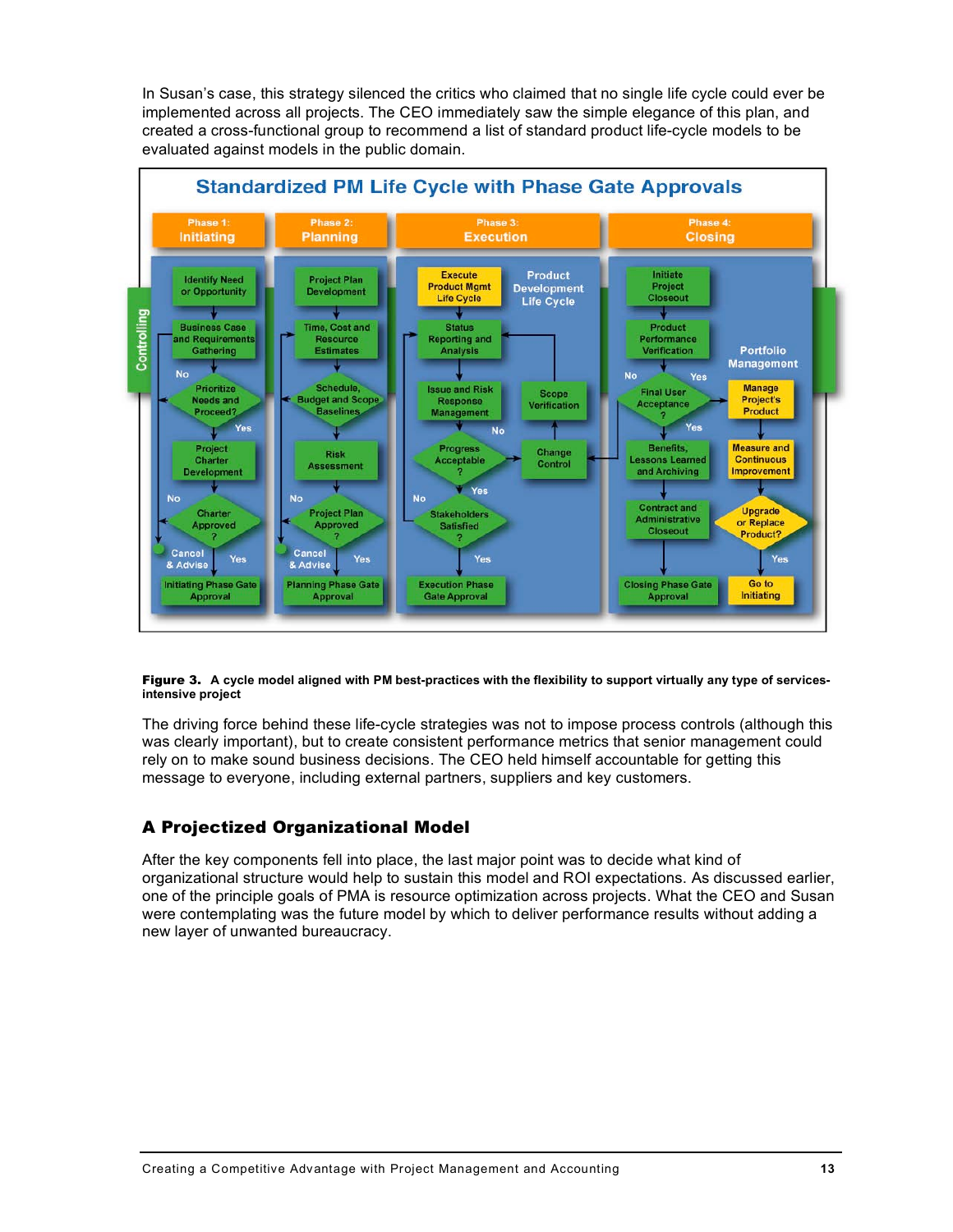In Susan's case, this strategy silenced the critics who claimed that no single life cycle could ever be implemented across all projects. The CEO immediately saw the simple elegance of this plan, and created a cross-functional group to recommend a list of standard product life-cycle models to be evaluated against models in the public domain.

**Standardized PM Life Cycle with Phase Gate Approvals**

| Phase 1: Initiating | Phase 2: Planning | Phase 3: Execution | Phase 4: Closing |
|---|---|---|---|
| Identify Need or Opportunity | Project Plan Development | Execute Product Mgmt Life Cycle (Product Development Life Cycle) | Initiate Project Closeout |
| Business Case and Requirements Gathering | Time, Cost and Resource Estimates | Status Reporting and Analysis | Product Performance Verification |
| Prioritize Needs and Proceed? (No / Yes) | Schedule, Budget and Scope Baselines | Issue and Risk Response Management; Scope Verification | Final User Acceptance? (No / Yes) — Portfolio Management: Manage Project's Product |
| Project Charter Development | Risk Assessment | Progress Acceptable? (No / Yes); Change Control | Benefits, Lessons Learned and Archiving; Measure and Continuous Improvement |
| Charter Approved? (No: Cancel & Advise / Yes) | Project Plan Approved? (No: Cancel & Advise / Yes) | Stakeholders Satisfied? (No / Yes) | Contract and Administrative Closeout; Upgrade or Replace Product? (Yes) |
| Initiating Phase Gate Approval | Planning Phase Gate Approval | Execution Phase Gate Approval | Closing Phase Gate Approval; Go to Initiating |

Controlling

**Figure 3.** **A cycle model aligned with PM best-practices with the flexibility to support virtually any type of services-intensive project**

The driving force behind these life-cycle strategies was not to impose process controls (although this was clearly important), but to create consistent performance metrics that senior management could rely on to make sound business decisions. The CEO held himself accountable for getting this message to everyone, including external partners, suppliers and key customers.

## A Projectized Organizational Model

After the key components fell into place, the last major point was to decide what kind of organizational structure would help to sustain this model and ROI expectations. As discussed earlier, one of the principle goals of PMA is resource optimization across projects. What the CEO and Susan were contemplating was the future model by which to deliver performance results without adding a new layer of unwanted bureaucracy.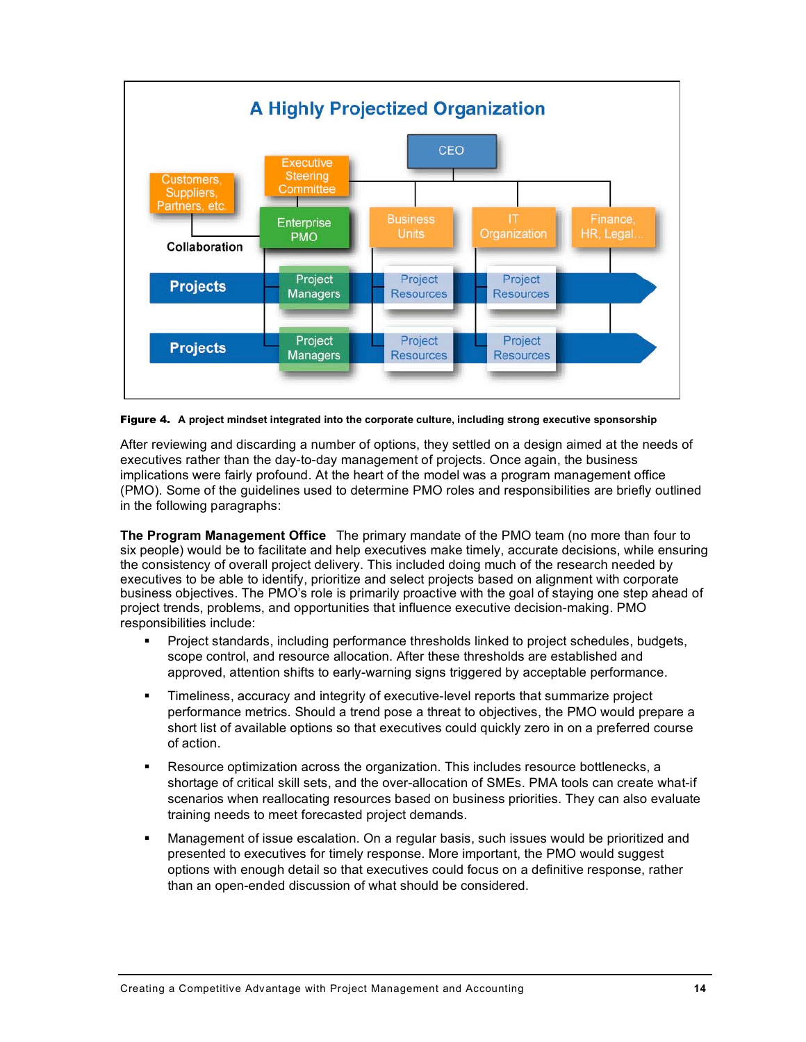**Figure 4. A project mindset integrated into the corporate culture, including strong executive sponsorship**

After reviewing and discarding a number of options, they settled on a design aimed at the needs of executives rather than the day-to-day management of projects. Once again, the business implications were fairly profound. At the heart of the model was a program management office (PMO). Some of the guidelines used to determine PMO roles and responsibilities are briefly outlined in the following paragraphs:

**The Program Management Office** The primary mandate of the PMO team (no more than four to six people) would be to facilitate and help executives make timely, accurate decisions, while ensuring the consistency of overall project delivery. This included doing much of the research needed by executives to be able to identify, prioritize and select projects based on alignment with corporate business objectives. The PMO's role is primarily proactive with the goal of staying one step ahead of project trends, problems, and opportunities that influence executive decision-making. PMO responsibilities include:

- Project standards, including performance thresholds linked to project schedules, budgets, scope control, and resource allocation. After these thresholds are established and approved, attention shifts to early-warning signs triggered by acceptable performance.
- Timeliness, accuracy and integrity of executive-level reports that summarize project performance metrics. Should a trend pose a threat to objectives, the PMO would prepare a short list of available options so that executives could quickly zero in on a preferred course of action.
- Resource optimization across the organization. This includes resource bottlenecks, a shortage of critical skill sets, and the over-allocation of SMEs. PMA tools can create what-if scenarios when reallocating resources based on business priorities. They can also evaluate training needs to meet forecasted project demands.
- Management of issue escalation. On a regular basis, such issues would be prioritized and presented to executives for timely response. More important, the PMO would suggest options with enough detail so that executives could focus on a definitive response, rather than an open-ended discussion of what should be considered.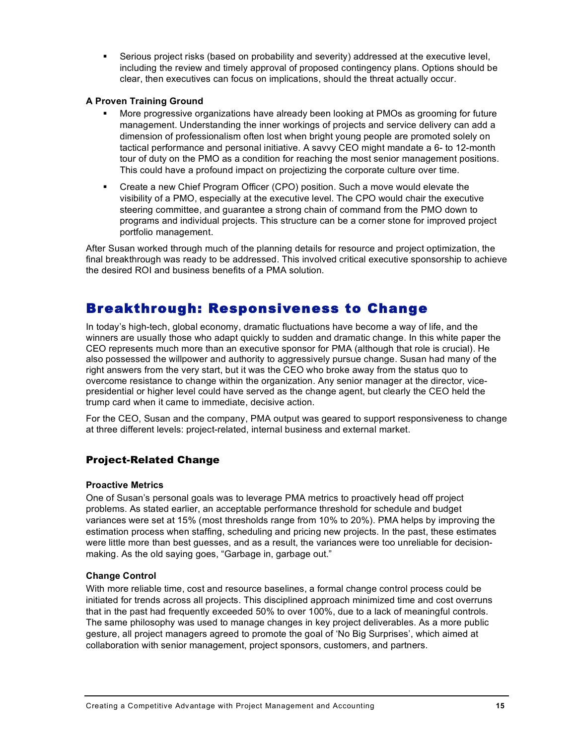- Serious project risks (based on probability and severity) addressed at the executive level, including the review and timely approval of proposed contingency plans. Options should be clear, then executives can focus on implications, should the threat actually occur.

**A Proven Training Ground**

- More progressive organizations have already been looking at PMOs as grooming for future management. Understanding the inner workings of projects and service delivery can add a dimension of professionalism often lost when bright young people are promoted solely on tactical performance and personal initiative. A savvy CEO might mandate a 6- to 12-month tour of duty on the PMO as a condition for reaching the most senior management positions. This could have a profound impact on projectizing the corporate culture over time.
- Create a new Chief Program Officer (CPO) position. Such a move would elevate the visibility of a PMO, especially at the executive level. The CPO would chair the executive steering committee, and guarantee a strong chain of command from the PMO down to programs and individual projects. This structure can be a corner stone for improved project portfolio management.

After Susan worked through much of the planning details for resource and project optimization, the final breakthrough was ready to be addressed. This involved critical executive sponsorship to achieve the desired ROI and business benefits of a PMA solution.

## Breakthrough: Responsiveness to Change

In today's high-tech, global economy, dramatic fluctuations have become a way of life, and the winners are usually those who adapt quickly to sudden and dramatic change. In this white paper the CEO represents much more than an executive sponsor for PMA (although that role is crucial). He also possessed the willpower and authority to aggressively pursue change. Susan had many of the right answers from the very start, but it was the CEO who broke away from the status quo to overcome resistance to change within the organization. Any senior manager at the director, vice-presidential or higher level could have served as the change agent, but clearly the CEO held the trump card when it came to immediate, decisive action.

For the CEO, Susan and the company, PMA output was geared to support responsiveness to change at three different levels: project-related, internal business and external market.

### Project-Related Change

**Proactive Metrics**

One of Susan's personal goals was to leverage PMA metrics to proactively head off project problems. As stated earlier, an acceptable performance threshold for schedule and budget variances were set at 15% (most thresholds range from 10% to 20%). PMA helps by improving the estimation process when staffing, scheduling and pricing new projects. In the past, these estimates were little more than best guesses, and as a result, the variances were too unreliable for decision-making. As the old saying goes, "Garbage in, garbage out."

**Change Control**

With more reliable time, cost and resource baselines, a formal change control process could be initiated for trends across all projects. This disciplined approach minimized time and cost overruns that in the past had frequently exceeded 50% to over 100%, due to a lack of meaningful controls. The same philosophy was used to manage changes in key project deliverables. As a more public gesture, all project managers agreed to promote the goal of 'No Big Surprises', which aimed at collaboration with senior management, project sponsors, customers, and partners.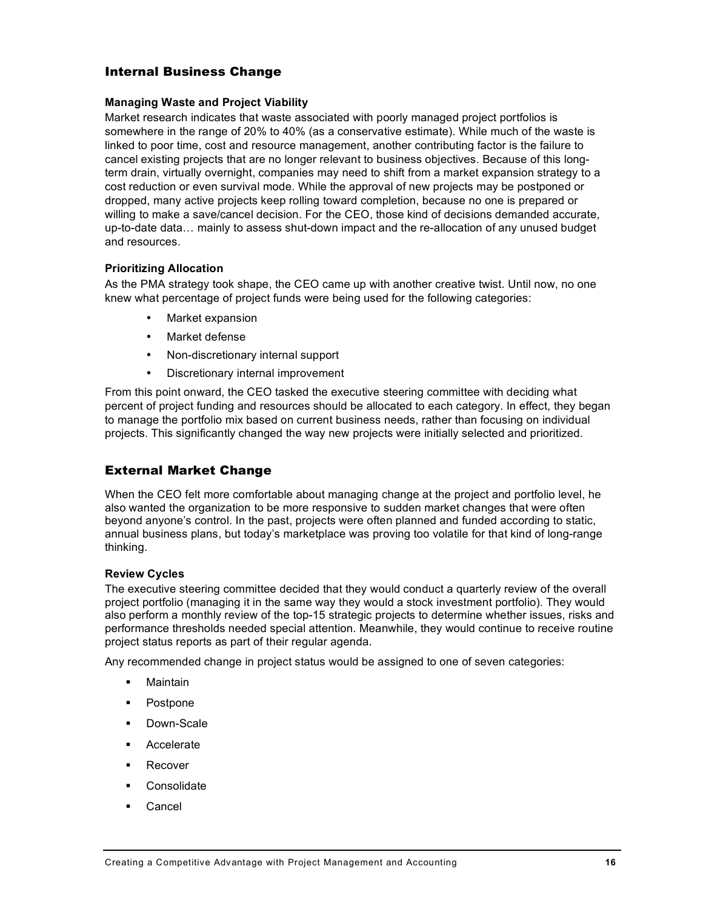## Internal Business Change

### Managing Waste and Project Viability

Market research indicates that waste associated with poorly managed project portfolios is somewhere in the range of 20% to 40% (as a conservative estimate). While much of the waste is linked to poor time, cost and resource management, another contributing factor is the failure to cancel existing projects that are no longer relevant to business objectives. Because of this long-term drain, virtually overnight, companies may need to shift from a market expansion strategy to a cost reduction or even survival mode. While the approval of new projects may be postponed or dropped, many active projects keep rolling toward completion, because no one is prepared or willing to make a save/cancel decision. For the CEO, those kind of decisions demanded accurate, up-to-date data… mainly to assess shut-down impact and the re-allocation of any unused budget and resources.

### Prioritizing Allocation

As the PMA strategy took shape, the CEO came up with another creative twist. Until now, no one knew what percentage of project funds were being used for the following categories:

- Market expansion
- Market defense
- Non-discretionary internal support
- Discretionary internal improvement

From this point onward, the CEO tasked the executive steering committee with deciding what percent of project funding and resources should be allocated to each category. In effect, they began to manage the portfolio mix based on current business needs, rather than focusing on individual projects. This significantly changed the way new projects were initially selected and prioritized.

## External Market Change

When the CEO felt more comfortable about managing change at the project and portfolio level, he also wanted the organization to be more responsive to sudden market changes that were often beyond anyone's control. In the past, projects were often planned and funded according to static, annual business plans, but today's marketplace was proving too volatile for that kind of long-range thinking.

### Review Cycles

The executive steering committee decided that they would conduct a quarterly review of the overall project portfolio (managing it in the same way they would a stock investment portfolio). They would also perform a monthly review of the top-15 strategic projects to determine whether issues, risks and performance thresholds needed special attention. Meanwhile, they would continue to receive routine project status reports as part of their regular agenda.

Any recommended change in project status would be assigned to one of seven categories:

- Maintain
- Postpone
- Down-Scale
- Accelerate
- Recover
- Consolidate
- Cancel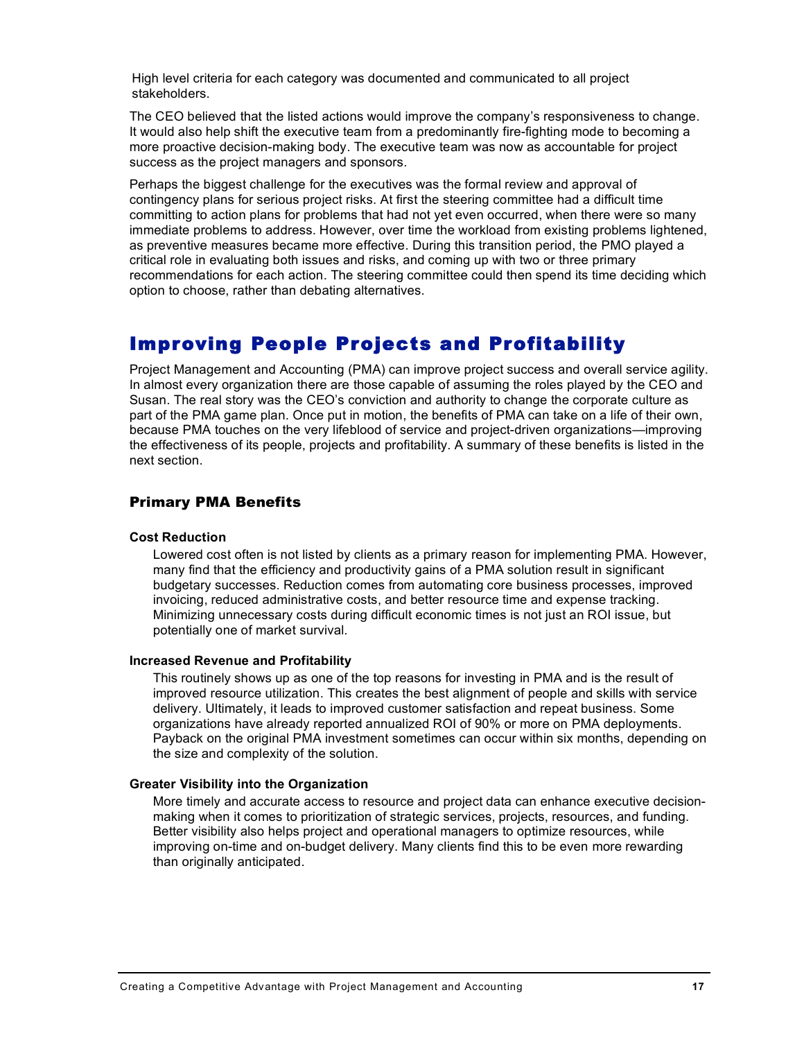High level criteria for each category was documented and communicated to all project stakeholders.

The CEO believed that the listed actions would improve the company's responsiveness to change. It would also help shift the executive team from a predominantly fire-fighting mode to becoming a more proactive decision-making body. The executive team was now as accountable for project success as the project managers and sponsors.

Perhaps the biggest challenge for the executives was the formal review and approval of contingency plans for serious project risks. At first the steering committee had a difficult time committing to action plans for problems that had not yet even occurred, when there were so many immediate problems to address. However, over time the workload from existing problems lightened, as preventive measures became more effective. During this transition period, the PMO played a critical role in evaluating both issues and risks, and coming up with two or three primary recommendations for each action. The steering committee could then spend its time deciding which option to choose, rather than debating alternatives.

## Improving People Projects and Profitability

Project Management and Accounting (PMA) can improve project success and overall service agility. In almost every organization there are those capable of assuming the roles played by the CEO and Susan. The real story was the CEO's conviction and authority to change the corporate culture as part of the PMA game plan. Once put in motion, the benefits of PMA can take on a life of their own, because PMA touches on the very lifeblood of service and project-driven organizations—improving the effectiveness of its people, projects and profitability. A summary of these benefits is listed in the next section.

### Primary PMA Benefits

**Cost Reduction**

Lowered cost often is not listed by clients as a primary reason for implementing PMA. However, many find that the efficiency and productivity gains of a PMA solution result in significant budgetary successes. Reduction comes from automating core business processes, improved invoicing, reduced administrative costs, and better resource time and expense tracking. Minimizing unnecessary costs during difficult economic times is not just an ROI issue, but potentially one of market survival.

**Increased Revenue and Profitability**

This routinely shows up as one of the top reasons for investing in PMA and is the result of improved resource utilization. This creates the best alignment of people and skills with service delivery. Ultimately, it leads to improved customer satisfaction and repeat business. Some organizations have already reported annualized ROI of 90% or more on PMA deployments. Payback on the original PMA investment sometimes can occur within six months, depending on the size and complexity of the solution.

**Greater Visibility into the Organization**

More timely and accurate access to resource and project data can enhance executive decision-making when it comes to prioritization of strategic services, projects, resources, and funding. Better visibility also helps project and operational managers to optimize resources, while improving on-time and on-budget delivery. Many clients find this to be even more rewarding than originally anticipated.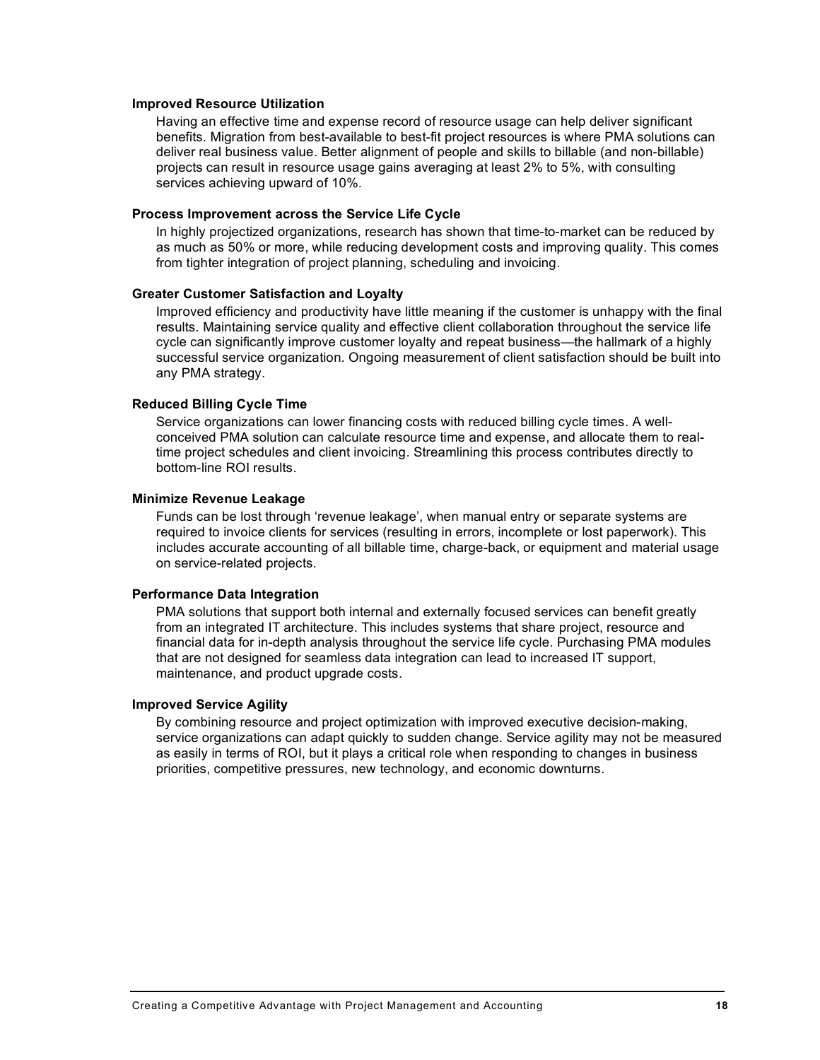#### Improved Resource Utilization

Having an effective time and expense record of resource usage can help deliver significant benefits. Migration from best-available to best-fit project resources is where PMA solutions can deliver real business value. Better alignment of people and skills to billable (and non-billable) projects can result in resource usage gains averaging at least 2% to 5%, with consulting services achieving upward of 10%.

#### Process Improvement across the Service Life Cycle

In highly projectized organizations, research has shown that time-to-market can be reduced by as much as 50% or more, while reducing development costs and improving quality. This comes from tighter integration of project planning, scheduling and invoicing.

#### Greater Customer Satisfaction and Loyalty

Improved efficiency and productivity have little meaning if the customer is unhappy with the final results. Maintaining service quality and effective client collaboration throughout the service life cycle can significantly improve customer loyalty and repeat business—the hallmark of a highly successful service organization. Ongoing measurement of client satisfaction should be built into any PMA strategy.

#### Reduced Billing Cycle Time

Service organizations can lower financing costs with reduced billing cycle times. A well-conceived PMA solution can calculate resource time and expense, and allocate them to real-time project schedules and client invoicing. Streamlining this process contributes directly to bottom-line ROI results.

#### Minimize Revenue Leakage

Funds can be lost through 'revenue leakage', when manual entry or separate systems are required to invoice clients for services (resulting in errors, incomplete or lost paperwork). This includes accurate accounting of all billable time, charge-back, or equipment and material usage on service-related projects.

#### Performance Data Integration

PMA solutions that support both internal and externally focused services can benefit greatly from an integrated IT architecture. This includes systems that share project, resource and financial data for in-depth analysis throughout the service life cycle. Purchasing PMA modules that are not designed for seamless data integration can lead to increased IT support, maintenance, and product upgrade costs.

#### Improved Service Agility

By combining resource and project optimization with improved executive decision-making, service organizations can adapt quickly to sudden change. Service agility may not be measured as easily in terms of ROI, but it plays a critical role when responding to changes in business priorities, competitive pressures, new technology, and economic downturns.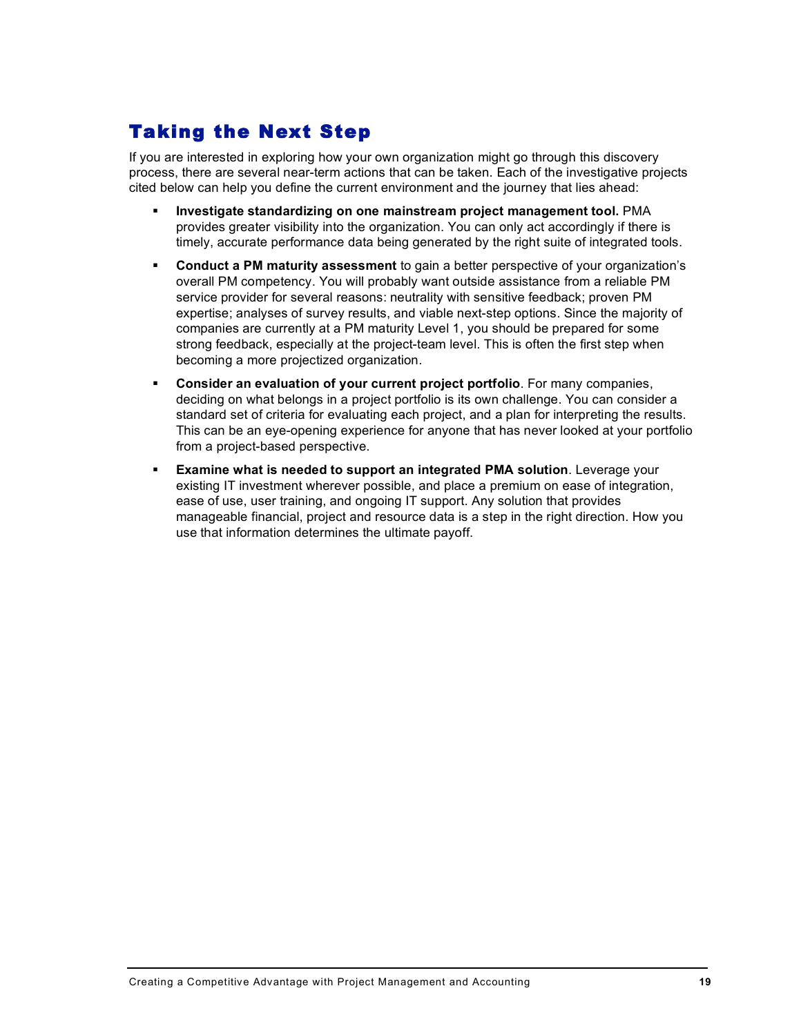## Taking the Next Step

If you are interested in exploring how your own organization might go through this discovery process, there are several near-term actions that can be taken. Each of the investigative projects cited below can help you define the current environment and the journey that lies ahead:

- **Investigate standardizing on one mainstream project management tool.** PMA provides greater visibility into the organization. You can only act accordingly if there is timely, accurate performance data being generated by the right suite of integrated tools.
- **Conduct a PM maturity assessment** to gain a better perspective of your organization's overall PM competency. You will probably want outside assistance from a reliable PM service provider for several reasons: neutrality with sensitive feedback; proven PM expertise; analyses of survey results, and viable next-step options. Since the majority of companies are currently at a PM maturity Level 1, you should be prepared for some strong feedback, especially at the project-team level. This is often the first step when becoming a more projectized organization.
- **Consider an evaluation of your current project portfolio**. For many companies, deciding on what belongs in a project portfolio is its own challenge. You can consider a standard set of criteria for evaluating each project, and a plan for interpreting the results. This can be an eye-opening experience for anyone that has never looked at your portfolio from a project-based perspective.
- **Examine what is needed to support an integrated PMA solution**. Leverage your existing IT investment wherever possible, and place a premium on ease of integration, ease of use, user training, and ongoing IT support. Any solution that provides manageable financial, project and resource data is a step in the right direction. How you use that information determines the ultimate payoff.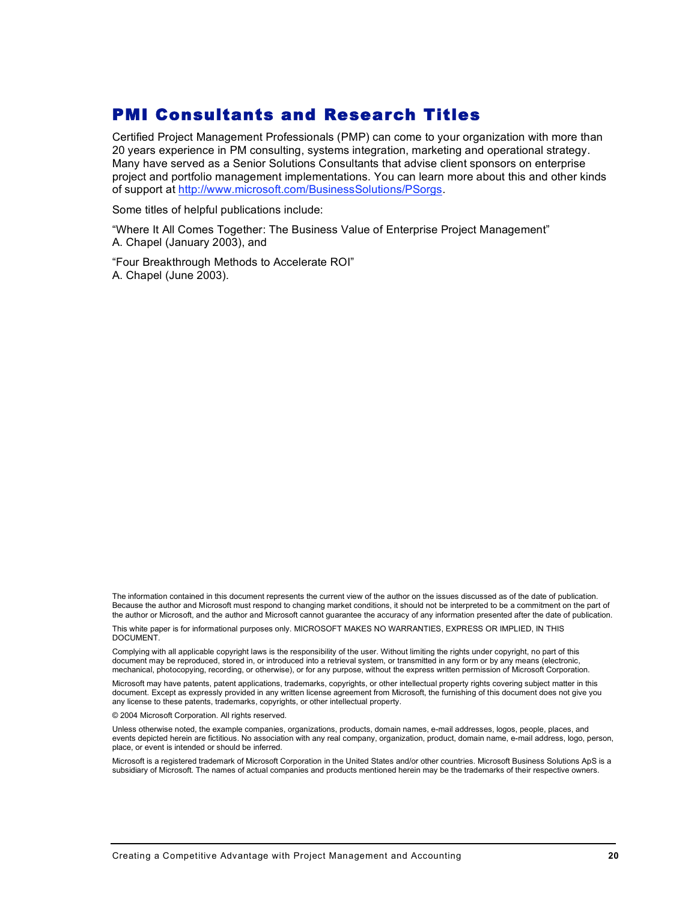## PMI Consultants and Research Titles

Certified Project Management Professionals (PMP) can come to your organization with more than 20 years experience in PM consulting, systems integration, marketing and operational strategy. Many have served as a Senior Solutions Consultants that advise client sponsors on enterprise project and portfolio management implementations. You can learn more about this and other kinds of support at http://www.microsoft.com/BusinessSolutions/PSorgs.

Some titles of helpful publications include:

"Where It All Comes Together: The Business Value of Enterprise Project Management"
A. Chapel (January 2003), and

"Four Breakthrough Methods to Accelerate ROI"
A. Chapel (June 2003).

The information contained in this document represents the current view of the author on the issues discussed as of the date of publication. Because the author and Microsoft must respond to changing market conditions, it should not be interpreted to be a commitment on the part of the author or Microsoft, and the author and Microsoft cannot guarantee the accuracy of any information presented after the date of publication.

This white paper is for informational purposes only. MICROSOFT MAKES NO WARRANTIES, EXPRESS OR IMPLIED, IN THIS DOCUMENT.

Complying with all applicable copyright laws is the responsibility of the user. Without limiting the rights under copyright, no part of this document may be reproduced, stored in, or introduced into a retrieval system, or transmitted in any form or by any means (electronic, mechanical, photocopying, recording, or otherwise), or for any purpose, without the express written permission of Microsoft Corporation.

Microsoft may have patents, patent applications, trademarks, copyrights, or other intellectual property rights covering subject matter in this document. Except as expressly provided in any written license agreement from Microsoft, the furnishing of this document does not give you any license to these patents, trademarks, copyrights, or other intellectual property.

© 2004 Microsoft Corporation. All rights reserved.

Unless otherwise noted, the example companies, organizations, products, domain names, e-mail addresses, logos, people, places, and events depicted herein are fictitious. No association with any real company, organization, product, domain name, e-mail address, logo, person, place, or event is intended or should be inferred.

Microsoft is a registered trademark of Microsoft Corporation in the United States and/or other countries. Microsoft Business Solutions ApS is a subsidiary of Microsoft. The names of actual companies and products mentioned herein may be the trademarks of their respective owners.